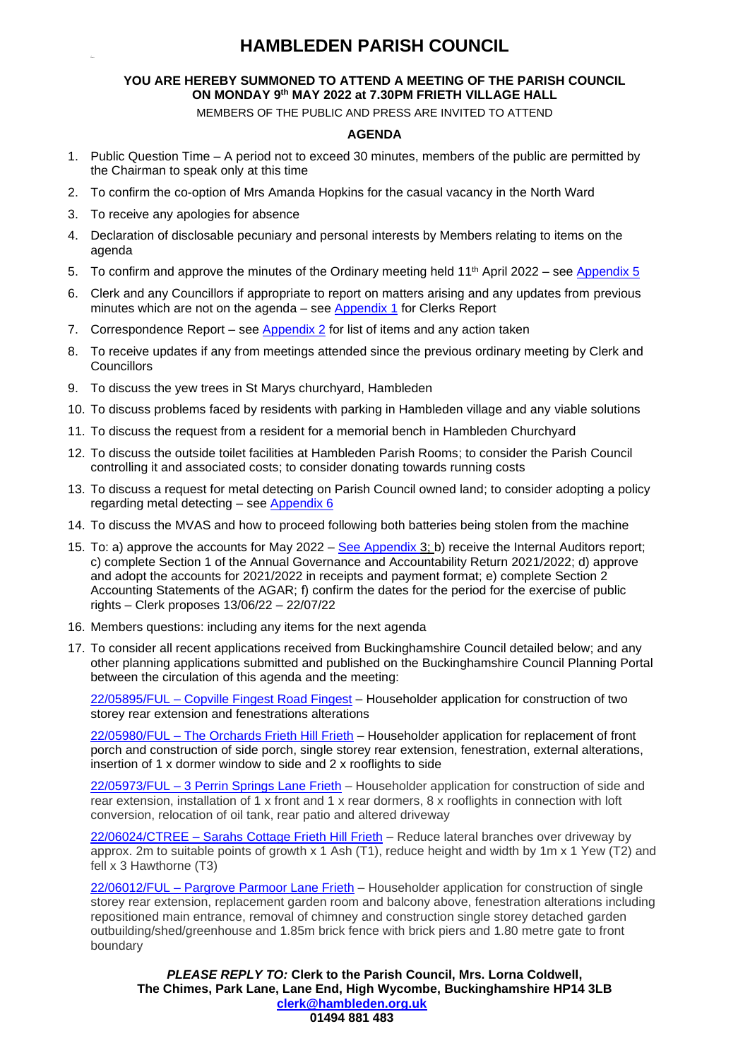# HAMBLEDEN PARISH COUNCIL

**YOU ARE HEREBY SUMMONED TO ATTEND A MEETING OF THE PARISH COUNCIL ON MONDAY 9th MAY 2022 at 7.30PM FRIETH VILLAGE HALL**

MEMBERS OF THE PUBLIC AND PRESS ARE INVITED TO ATTEND

## AGENDA

1. Public Question Time – A period not to exceed 30 minutes, members of the public are permitted by the Chairman to speak only at this time
2. To confirm the co-option of Mrs Amanda Hopkins for the casual vacancy in the North Ward
3. To receive any apologies for absence
4. Declaration of disclosable pecuniary and personal interests by Members relating to items on the agenda
5. To confirm and approve the minutes of the Ordinary meeting held 11th April 2022 – see Appendix 5
6. Clerk and any Councillors if appropriate to report on matters arising and any updates from previous minutes which are not on the agenda – see Appendix 1 for Clerks Report
7. Correspondence Report – see Appendix 2 for list of items and any action taken
8. To receive updates if any from meetings attended since the previous ordinary meeting by Clerk and Councillors
9. To discuss the yew trees in St Marys churchyard, Hambleden
10. To discuss problems faced by residents with parking in Hambleden village and any viable solutions
11. To discuss the request from a resident for a memorial bench in Hambleden Churchyard
12. To discuss the outside toilet facilities at Hambleden Parish Rooms; to consider the Parish Council controlling it and associated costs; to consider donating towards running costs
13. To discuss a request for metal detecting on Parish Council owned land; to consider adopting a policy regarding metal detecting – see Appendix 6
14. To discuss the MVAS and how to proceed following both batteries being stolen from the machine
15. To: a) approve the accounts for May 2022 – See Appendix 3; b) receive the Internal Auditors report; c) complete Section 1 of the Annual Governance and Accountability Return 2021/2022; d) approve and adopt the accounts for 2021/2022 in receipts and payment format; e) complete Section 2 Accounting Statements of the AGAR; f) confirm the dates for the period for the exercise of public rights – Clerk proposes 13/06/22 – 22/07/22
16. Members questions: including any items for the next agenda
17. To consider all recent applications received from Buckinghamshire Council detailed below; and any other planning applications submitted and published on the Buckinghamshire Council Planning Portal between the circulation of this agenda and the meeting:

    22/05895/FUL – Copville Fingest Road Fingest – Householder application for construction of two storey rear extension and fenestrations alterations

    22/05980/FUL – The Orchards Frieth Hill Frieth – Householder application for replacement of front porch and construction of side porch, single storey rear extension, fenestration, external alterations, insertion of 1 x dormer window to side and 2 x rooflights to side

    22/05973/FUL – 3 Perrin Springs Lane Frieth – Householder application for construction of side and rear extension, installation of 1 x front and 1 x rear dormers, 8 x rooflights in connection with loft conversion, relocation of oil tank, rear patio and altered driveway

    22/06024/CTREE – Sarahs Cottage Frieth Hill Frieth – Reduce lateral branches over driveway by approx. 2m to suitable points of growth x 1 Ash (T1), reduce height and width by 1m x 1 Yew (T2) and fell x 3 Hawthorne (T3)

    22/06012/FUL – Pargrove Parmoor Lane Frieth – Householder application for construction of single storey rear extension, replacement garden room and balcony above, fenestration alterations including repositioned main entrance, removal of chimney and construction single storey detached garden outbuilding/shed/greenhouse and 1.85m brick fence with brick piers and 1.80 metre gate to front boundary

***PLEASE REPLY TO:* Clerk to the Parish Council, Mrs. Lorna Coldwell,**
**The Chimes, Park Lane, Lane End, High Wycombe, Buckinghamshire HP14 3LB**
**clerk@hambleden.org.uk**
**01494 881 483**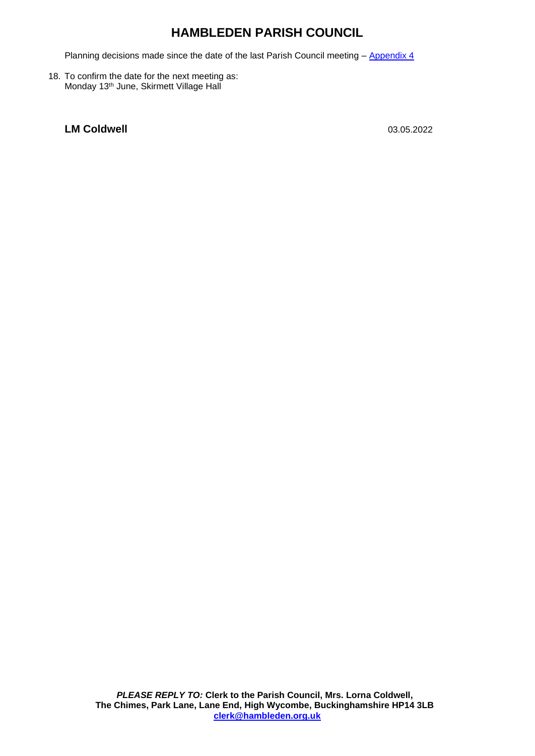Planning decisions made since the date of the last Parish Council meeting – Appendix 4

18. To confirm the date for the next meeting as:
    Monday 13th June, Skirmett Village Hall

**LM Coldwell** 03.05.2022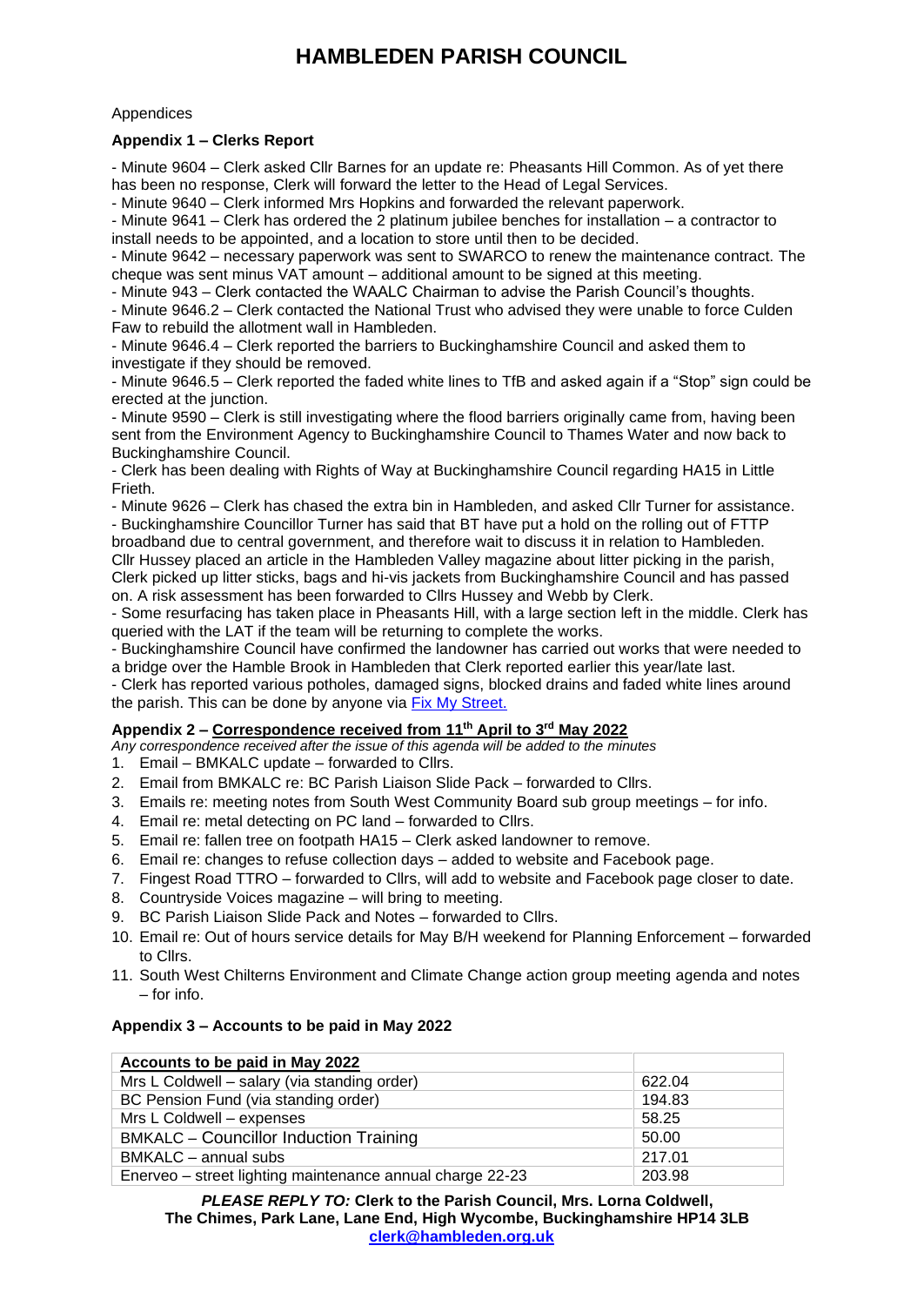Appendices

### Appendix 1 – Clerks Report

- Minute 9604 – Clerk asked Cllr Barnes for an update re: Pheasants Hill Common. As of yet there has been no response, Clerk will forward the letter to the Head of Legal Services.
- Minute 9640 – Clerk informed Mrs Hopkins and forwarded the relevant paperwork.
- Minute 9641 – Clerk has ordered the 2 platinum jubilee benches for installation – a contractor to install needs to be appointed, and a location to store until then to be decided.
- Minute 9642 – necessary paperwork was sent to SWARCO to renew the maintenance contract. The cheque was sent minus VAT amount – additional amount to be signed at this meeting.
- Minute 943 – Clerk contacted the WAALC Chairman to advise the Parish Council's thoughts.
- Minute 9646.2 – Clerk contacted the National Trust who advised they were unable to force Culden Faw to rebuild the allotment wall in Hambleden.
- Minute 9646.4 – Clerk reported the barriers to Buckinghamshire Council and asked them to investigate if they should be removed.
- Minute 9646.5 – Clerk reported the faded white lines to TfB and asked again if a "Stop" sign could be erected at the junction.
- Minute 9590 – Clerk is still investigating where the flood barriers originally came from, having been sent from the Environment Agency to Buckinghamshire Council to Thames Water and now back to Buckinghamshire Council.
- Clerk has been dealing with Rights of Way at Buckinghamshire Council regarding HA15 in Little Frieth.
- Minute 9626 – Clerk has chased the extra bin in Hambleden, and asked Cllr Turner for assistance.
- Buckinghamshire Councillor Turner has said that BT have put a hold on the rolling out of FTTP broadband due to central government, and therefore wait to discuss it in relation to Hambleden. Cllr Hussey placed an article in the Hambleden Valley magazine about litter picking in the parish, Clerk picked up litter sticks, bags and hi-vis jackets from Buckinghamshire Council and has passed on. A risk assessment has been forwarded to Cllrs Hussey and Webb by Clerk.
- Some resurfacing has taken place in Pheasants Hill, with a large section left in the middle. Clerk has queried with the LAT if the team will be returning to complete the works.
- Buckinghamshire Council have confirmed the landowner has carried out works that were needed to a bridge over the Hamble Brook in Hambleden that Clerk reported earlier this year/late last.
- Clerk has reported various potholes, damaged signs, blocked drains and faded white lines around the parish. This can be done by anyone via [Fix My Street.]

### Appendix 2 – Correspondence received from 11th April to 3rd May 2022

*Any correspondence received after the issue of this agenda will be added to the minutes*

1. Email – BMKALC update – forwarded to Cllrs.
2. Email from BMKALC re: BC Parish Liaison Slide Pack – forwarded to Cllrs.
3. Emails re: meeting notes from South West Community Board sub group meetings – for info.
4. Email re: metal detecting on PC land – forwarded to Cllrs.
5. Email re: fallen tree on footpath HA15 – Clerk asked landowner to remove.
6. Email re: changes to refuse collection days – added to website and Facebook page.
7. Fingest Road TTRO – forwarded to Cllrs, will add to website and Facebook page closer to date.
8. Countryside Voices magazine – will bring to meeting.
9. BC Parish Liaison Slide Pack and Notes – forwarded to Cllrs.
10. Email re: Out of hours service details for May B/H weekend for Planning Enforcement – forwarded to Cllrs.
11. South West Chilterns Environment and Climate Change action group meeting agenda and notes – for info.

### Appendix 3 – Accounts to be paid in May 2022

| **Accounts to be paid in May 2022** | |
|---|---|
| Mrs L Coldwell – salary (via standing order) | 622.04 |
| BC Pension Fund (via standing order) | 194.83 |
| Mrs L Coldwell – expenses | 58.25 |
| BMKALC – Councillor Induction Training | 50.00 |
| BMKALC – annual subs | 217.01 |
| Enerveo – street lighting maintenance annual charge 22-23 | 203.98 |

***PLEASE REPLY TO:*** **Clerk to the Parish Council, Mrs. Lorna Coldwell, The Chimes, Park Lane, Lane End, High Wycombe, Buckinghamshire HP14 3LB clerk@hambleden.org.uk**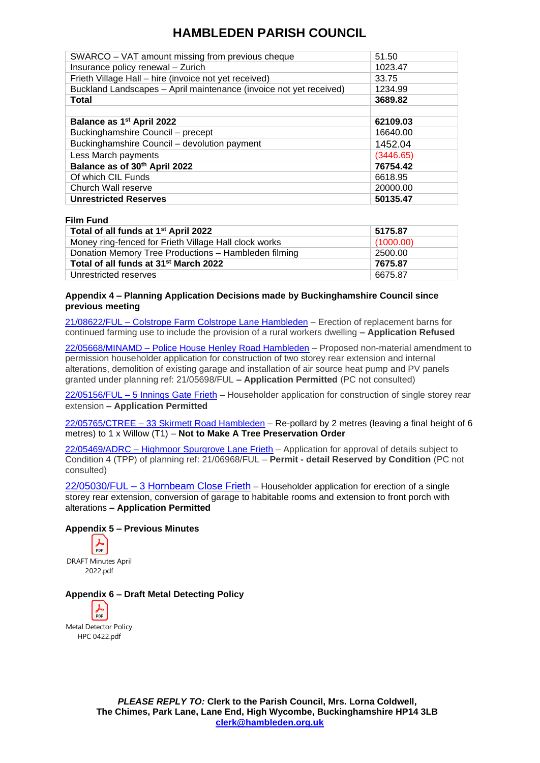| | |
|---|---|
| SWARCO – VAT amount missing from previous cheque | 51.50 |
| Insurance policy renewal – Zurich | 1023.47 |
| Frieth Village Hall – hire (invoice not yet received) | 33.75 |
| Buckland Landscapes – April maintenance (invoice not yet received) | 1234.99 |
| **Total** | **3689.82** |
| | |
| **Balance as 1st April 2022** | **62109.03** |
| Buckinghamshire Council – precept | 16640.00 |
| Buckinghamshire Council – devolution payment | 1452.04 |
| Less March payments | (3446.65) |
| **Balance as of 30th April 2022** | **76754.42** |
| Of which CIL Funds | 6618.95 |
| Church Wall reserve | 20000.00 |
| **Unrestricted Reserves** | **50135.47** |

**Film Fund**

| | |
|---|---|
| **Total of all funds at 1st April 2022** | **5175.87** |
| Money ring-fenced for Frieth Village Hall clock works | (1000.00) |
| Donation Memory Tree Productions – Hambleden filming | 2500.00 |
| **Total of all funds at 31st March 2022** | **7675.87** |
| Unrestricted reserves | 6675.87 |

### Appendix 4 – Planning Application Decisions made by Buckinghamshire Council since previous meeting

21/08622/FUL – Colstrope Farm Colstrope Lane Hambleden – Erection of replacement barns for continued farming use to include the provision of a rural workers dwelling **– Application Refused**

22/05668/MINAMD – Police House Henley Road Hambleden – Proposed non-material amendment to permission householder application for construction of two storey rear extension and internal alterations, demolition of existing garage and installation of air source heat pump and PV panels granted under planning ref: 21/05698/FUL **– Application Permitted** (PC not consulted)

22/05156/FUL – 5 Innings Gate Frieth – Householder application for construction of single storey rear extension **– Application Permitted**

22/05765/CTREE – 33 Skirmett Road Hambleden – Re-pollard by 2 metres (leaving a final height of 6 metres) to 1 x Willow (T1) – **Not to Make A Tree Preservation Order**

22/05469/ADRC – Highmoor Spurgrove Lane Frieth – Application for approval of details subject to Condition 4 (TPP) of planning ref: 21/06968/FUL – **Permit - detail Reserved by Condition** (PC not consulted)

22/05030/FUL – 3 Hornbeam Close Frieth – Householder application for erection of a single storey rear extension, conversion of garage to habitable rooms and extension to front porch with alterations **– Application Permitted**

### Appendix 5 – Previous Minutes

DRAFT Minutes April 2022.pdf

### Appendix 6 – Draft Metal Detecting Policy

Metal Detector Policy HPC 0422.pdf

***PLEASE REPLY TO:*** **Clerk to the Parish Council, Mrs. Lorna Coldwell, The Chimes, Park Lane, Lane End, High Wycombe, Buckinghamshire HP14 3LB clerk@hambleden.org.uk**